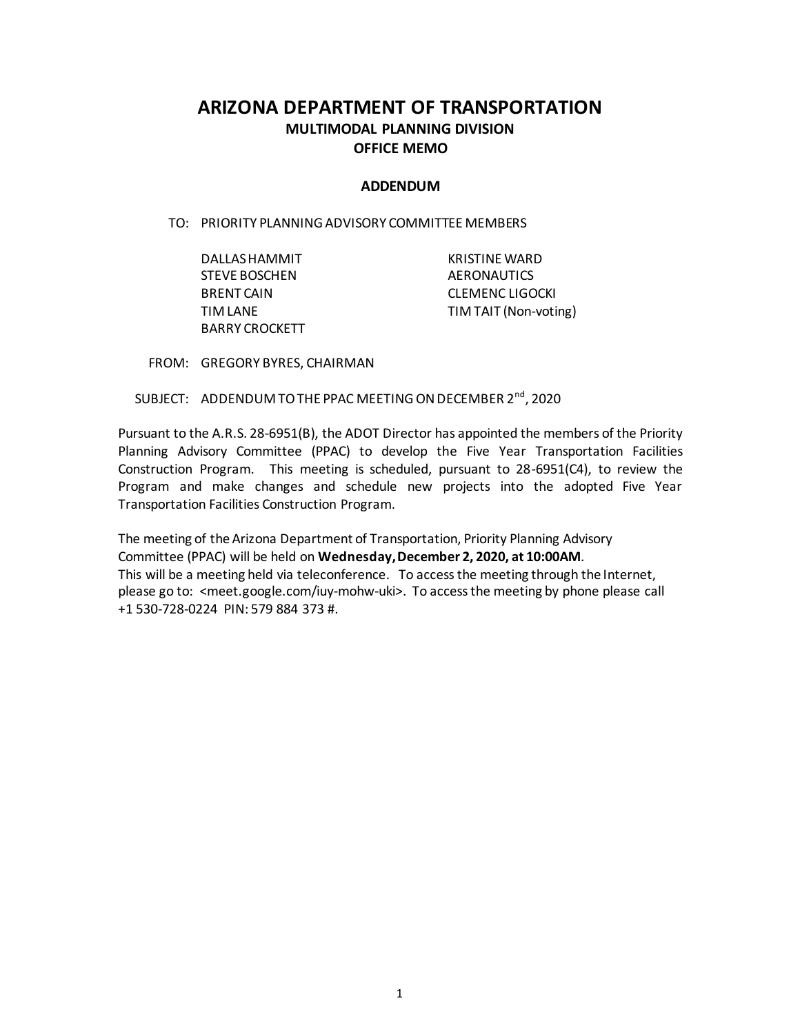# ARIZONA DEPARTMENT OF TRANSPORTATION

## MULTIMODAL PLANNING DIVISION

## OFFICE MEMO

### ADDENDUM

TO: PRIORITY PLANNING ADVISORY COMMITTEE MEMBERS

DALLAS HAMMIT
STEVE BOSCHEN
BRENT CAIN
TIM LANE
BARRY CROCKETT
KRISTINE WARD
AERONAUTICS
CLEMENC LIGOCKI
TIM TAIT (Non-voting)

FROM: GREGORY BYRES, CHAIRMAN

SUBJECT: ADDENDUM TO THE PPAC MEETING ON DECEMBER 2nd, 2020

Pursuant to the A.R.S. 28-6951(B), the ADOT Director has appointed the members of the Priority Planning Advisory Committee (PPAC) to develop the Five Year Transportation Facilities Construction Program. This meeting is scheduled, pursuant to 28-6951(C4), to review the Program and make changes and schedule new projects into the adopted Five Year Transportation Facilities Construction Program.

The meeting of the Arizona Department of Transportation, Priority Planning Advisory Committee (PPAC) will be held on **Wednesday, December 2, 2020, at 10:00AM**. This will be a meeting held via teleconference. To access the meeting through the Internet, please go to: <meet.google.com/iuy-mohw-uki>. To access the meeting by phone please call +1 530-728-0224 PIN: 579 884 373 #.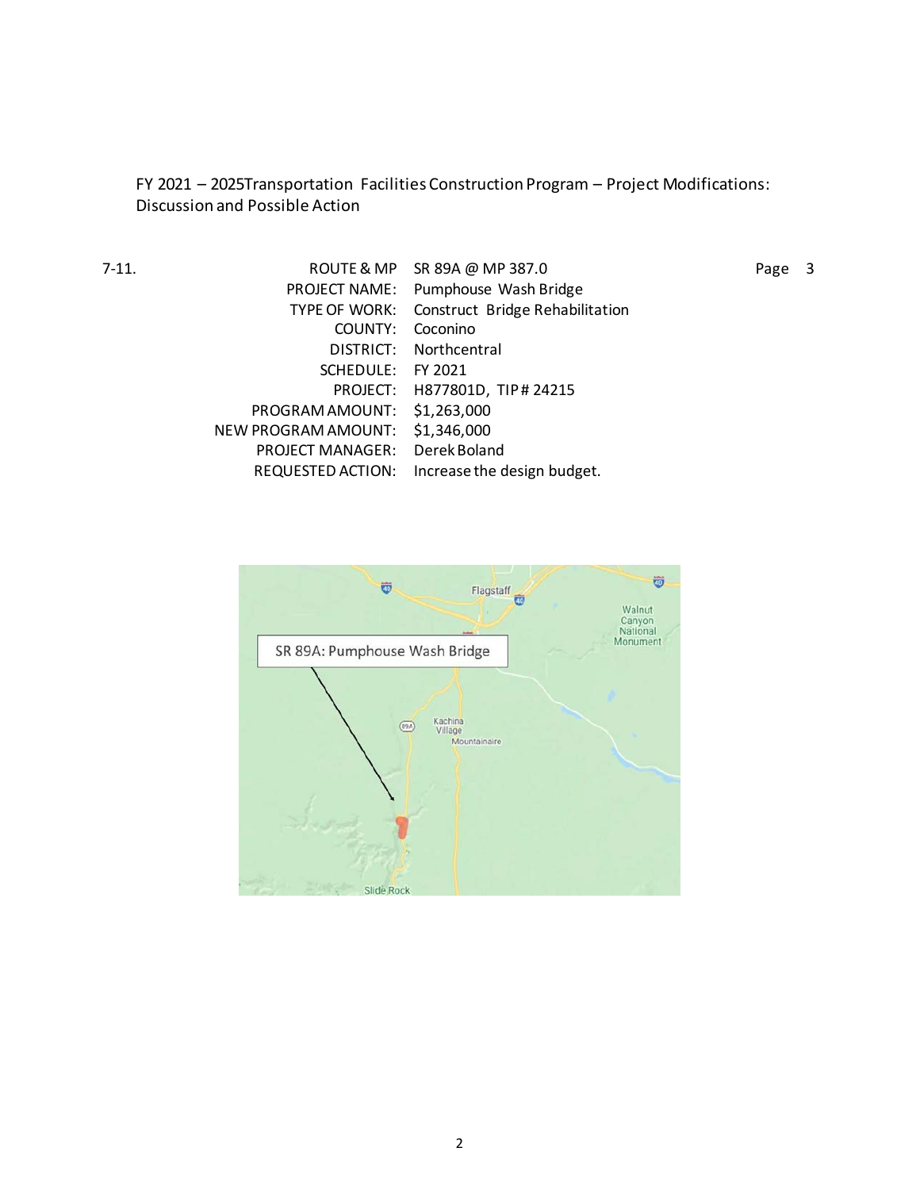FY 2021 – 2025Transportation Facilities Construction Program – Project Modifications: Discussion and Possible Action

7-11.

| | | |
|---|---|---|
| ROUTE & MP | SR 89A @ MP 387.0 | Page 3 |
| PROJECT NAME: | Pumphouse Wash Bridge | |
| TYPE OF WORK: | Construct Bridge Rehabilitation | |
| COUNTY: | Coconino | |
| DISTRICT: | Northcentral | |
| SCHEDULE: | FY 2021 | |
| PROJECT: | H877801D, TIP # 24215 | |
| PROGRAM AMOUNT: | $1,263,000 | |
| NEW PROGRAM AMOUNT: | $1,346,000 | |
| PROJECT MANAGER: | Derek Boland | |
| REQUESTED ACTION: | Increase the design budget. | |

SR 89A: Pumphouse Wash Bridge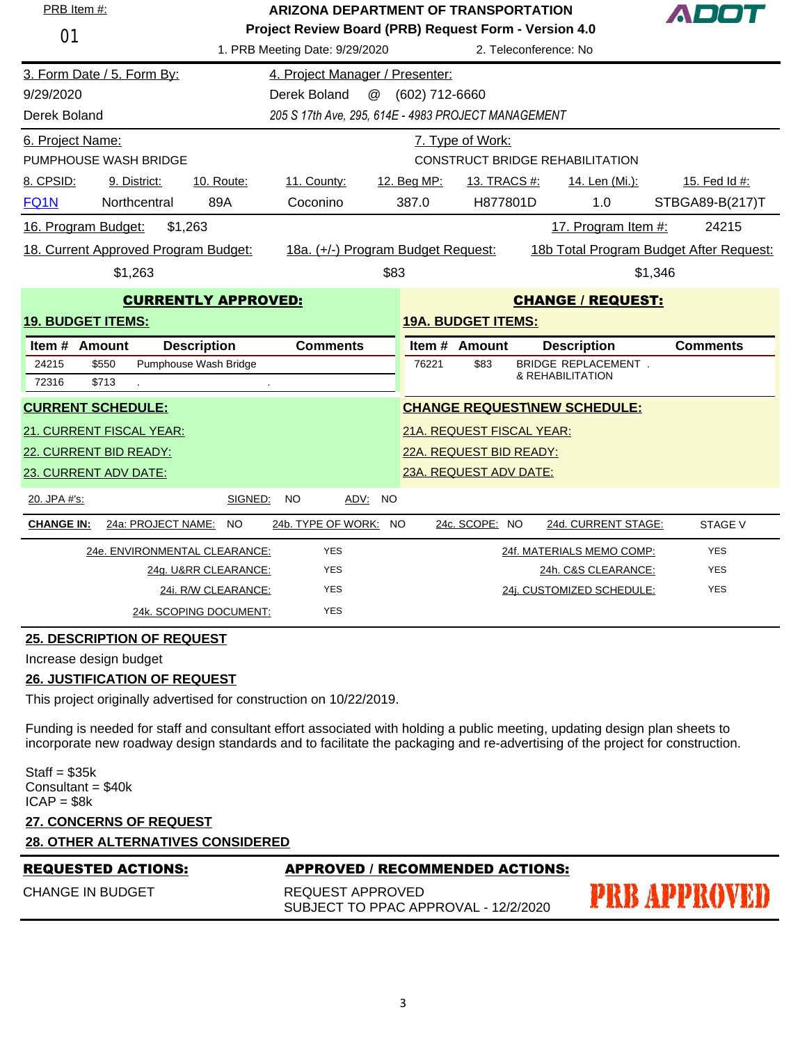PRB Item #: 01

**ARIZONA DEPARTMENT OF TRANSPORTATION**
**Project Review Board (PRB) Request Form - Version 4.0**

ADOT

1. PRB Meeting Date: 9/29/2020 | 2. Teleconference: No

| 3. Form Date / 5. Form By: | 4. Project Manager / Presenter: |
|---|---|
| 9/29/2020 | Derek Boland @ (602) 712-6660 |
| Derek Boland | *205 S 17th Ave, 295, 614E - 4983 PROJECT MANAGEMENT* |

6. Project Name: PUMPHOUSE WASH BRIDGE

7. Type of Work: CONSTRUCT BRIDGE REHABILITATION

| 8. CPSID: | 9. District: | 10. Route: | 11. County: | 12. Beg MP: | 13. TRACS #: | 14. Len (Mi.): | 15. Fed Id #: |
|---|---|---|---|---|---|---|---|
| FQ1N | Northcentral | 89A | Coconino | 387.0 | H877801D | 1.0 | STBGA89-B(217)T |

16. Program Budget: $1,263 | 17. Program Item #: 24215

| 18. Current Approved Program Budget: | 18a. (+/-) Program Budget Request: | 18b Total Program Budget After Request: |
|---|---|---|
| $1,263 | $83 | $1,346 |

**CURRENTLY APPROVED:**

**19. BUDGET ITEMS:**

| Item # | Amount | Description | Comments |
|---|---|---|---|
| 24215 | $550 | Pumphouse Wash Bridge | |
| 72316 | $713 | . | . |

**CHANGE / REQUEST:**

**19A. BUDGET ITEMS:**

| Item # | Amount | Description | Comments |
|---|---|---|---|
| 76221 | $83 | BRIDGE REPLACEMENT . & REHABILITATION | |

**CURRENT SCHEDULE:**

21. CURRENT FISCAL YEAR:

22. CURRENT BID READY:

23. CURRENT ADV DATE:

**CHANGE REQUEST\NEW SCHEDULE:**

21A. REQUEST FISCAL YEAR:

22A. REQUEST BID READY:

23A. REQUEST ADV DATE:

20. JPA #'s: SIGNED: NO ADV: NO

**CHANGE IN:** 24a: PROJECT NAME: NO | 24b. TYPE OF WORK: NO | 24c. SCOPE: NO | 24d. CURRENT STAGE: STAGE V

| | | | |
|---|---|---|---|
| 24e. ENVIRONMENTAL CLEARANCE: | YES | 24f. MATERIALS MEMO COMP: | YES |
| 24g. U&RR CLEARANCE: | YES | 24h. C&S CLEARANCE: | YES |
| 24i. R/W CLEARANCE: | YES | 24j. CUSTOMIZED SCHEDULE: | YES |
| 24k. SCOPING DOCUMENT: | YES | | |

**25. DESCRIPTION OF REQUEST**

Increase design budget

**26. JUSTIFICATION OF REQUEST**

This project originally advertised for construction on 10/22/2019.

Funding is needed for staff and consultant effort associated with holding a public meeting, updating design plan sheets to incorporate new roadway design standards and to facilitate the packaging and re-advertising of the project for construction.

Staff = $35k
Consultant = $40k
ICAP = $8k

**27. CONCERNS OF REQUEST**

**28. OTHER ALTERNATIVES CONSIDERED**

| **REQUESTED ACTIONS:** | **APPROVED / RECOMMENDED ACTIONS:** |
|---|---|
| CHANGE IN BUDGET | REQUEST APPROVED<br>SUBJECT TO PPAC APPROVAL - 12/2/2020 |

PRB APPROVED